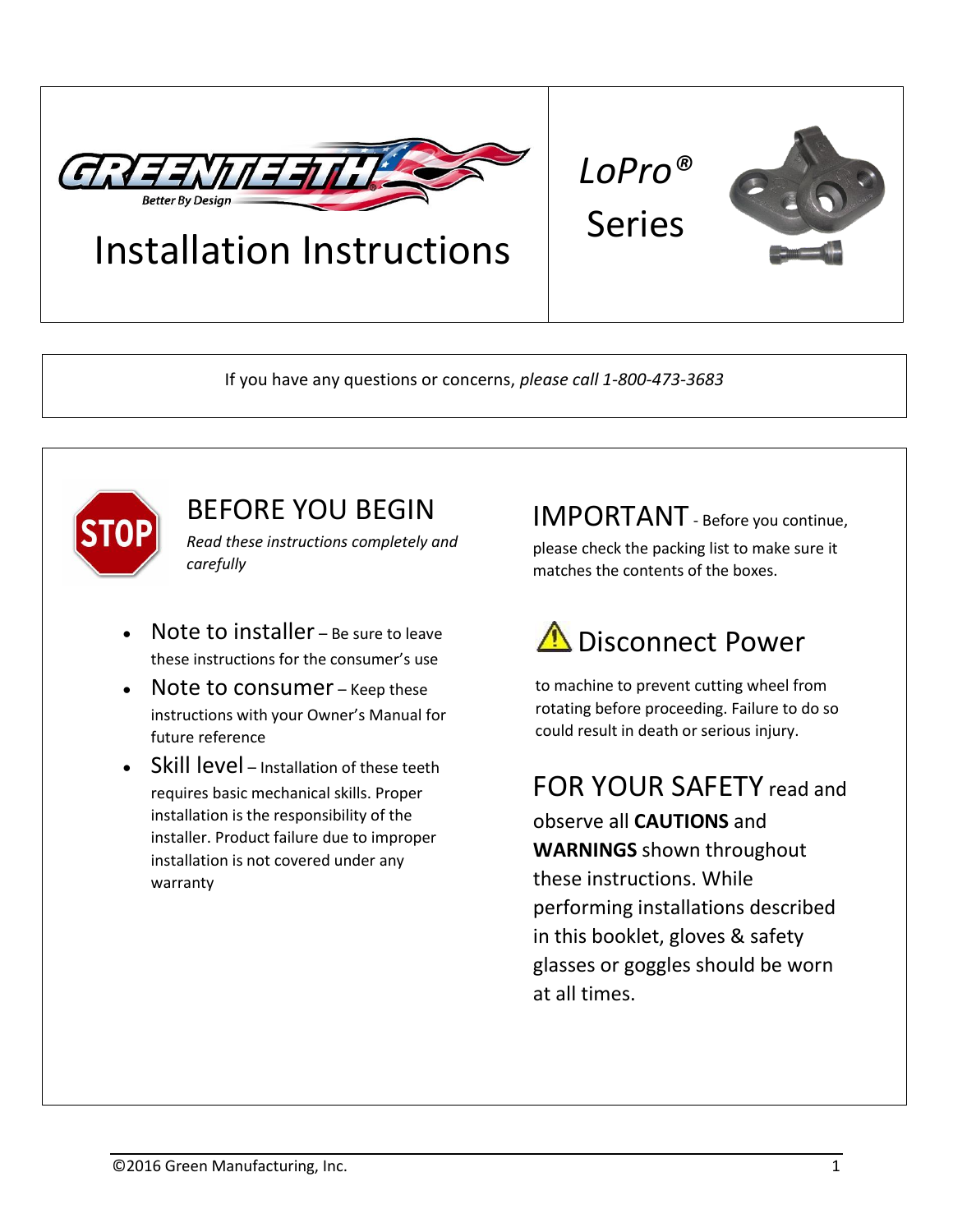# Installation Instructions

## *LoPro®* Series

If you have any questions or concerns, *please call 1-800-473-3683*

## BEFORE YOU BEGIN

*Read these instructions completely and carefully*

- Note to installer – Be sure to leave these instructions for the consumer's use
- Note to consumer – Keep these instructions with your Owner's Manual for future reference
- Skill level – Installation of these teeth requires basic mechanical skills. Proper installation is the responsibility of the installer. Product failure due to improper installation is not covered under any warranty

## IMPORTANT

- Before you continue, please check the packing list to make sure it matches the contents of the boxes.

## ⚠ Disconnect Power

to machine to prevent cutting wheel from rotating before proceeding. Failure to do so could result in death or serious injury.

## FOR YOUR SAFETY

read and observe all **CAUTIONS** and **WARNINGS** shown throughout these instructions. While performing installations described in this booklet, gloves & safety glasses or goggles should be worn at all times.

©2016 Green Manufacturing, Inc.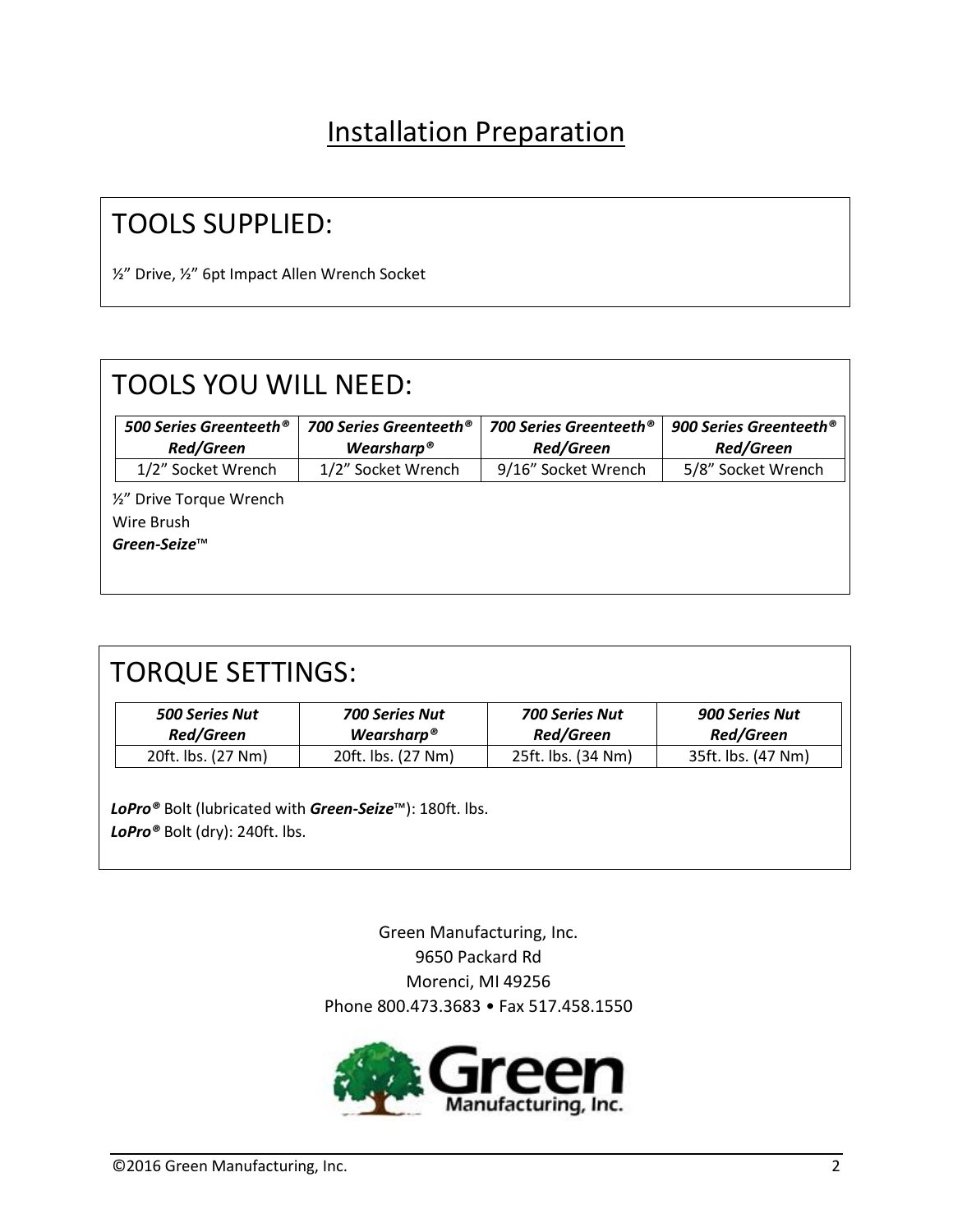# Installation Preparation

## TOOLS SUPPLIED:

½" Drive, ½" 6pt Impact Allen Wrench Socket

## TOOLS YOU WILL NEED:

| ***500 Series Greenteeth® Red/Green*** | ***700 Series Greenteeth® Wearsharp®*** | ***700 Series Greenteeth® Red/Green*** | ***900 Series Greenteeth® Red/Green*** |
|---|---|---|---|
| 1/2" Socket Wrench | 1/2" Socket Wrench | 9/16" Socket Wrench | 5/8" Socket Wrench |

½" Drive Torque Wrench

Wire Brush

***Green-Seize***™

## TORQUE SETTINGS:

| ***500 Series Nut Red/Green*** | ***700 Series Nut Wearsharp®*** | ***700 Series Nut Red/Green*** | ***900 Series Nut Red/Green*** |
|---|---|---|---|
| 20ft. lbs. (27 Nm) | 20ft. lbs. (27 Nm) | 25ft. lbs. (34 Nm) | 35ft. lbs. (47 Nm) |

***LoPro®*** Bolt (lubricated with ***Green-Seize***™): 180ft. lbs.

***LoPro®*** Bolt (dry): 240ft. lbs.

Green Manufacturing, Inc.
9650 Packard Rd
Morenci, MI 49256
Phone 800.473.3683 • Fax 517.458.1550

©2016 Green Manufacturing, Inc.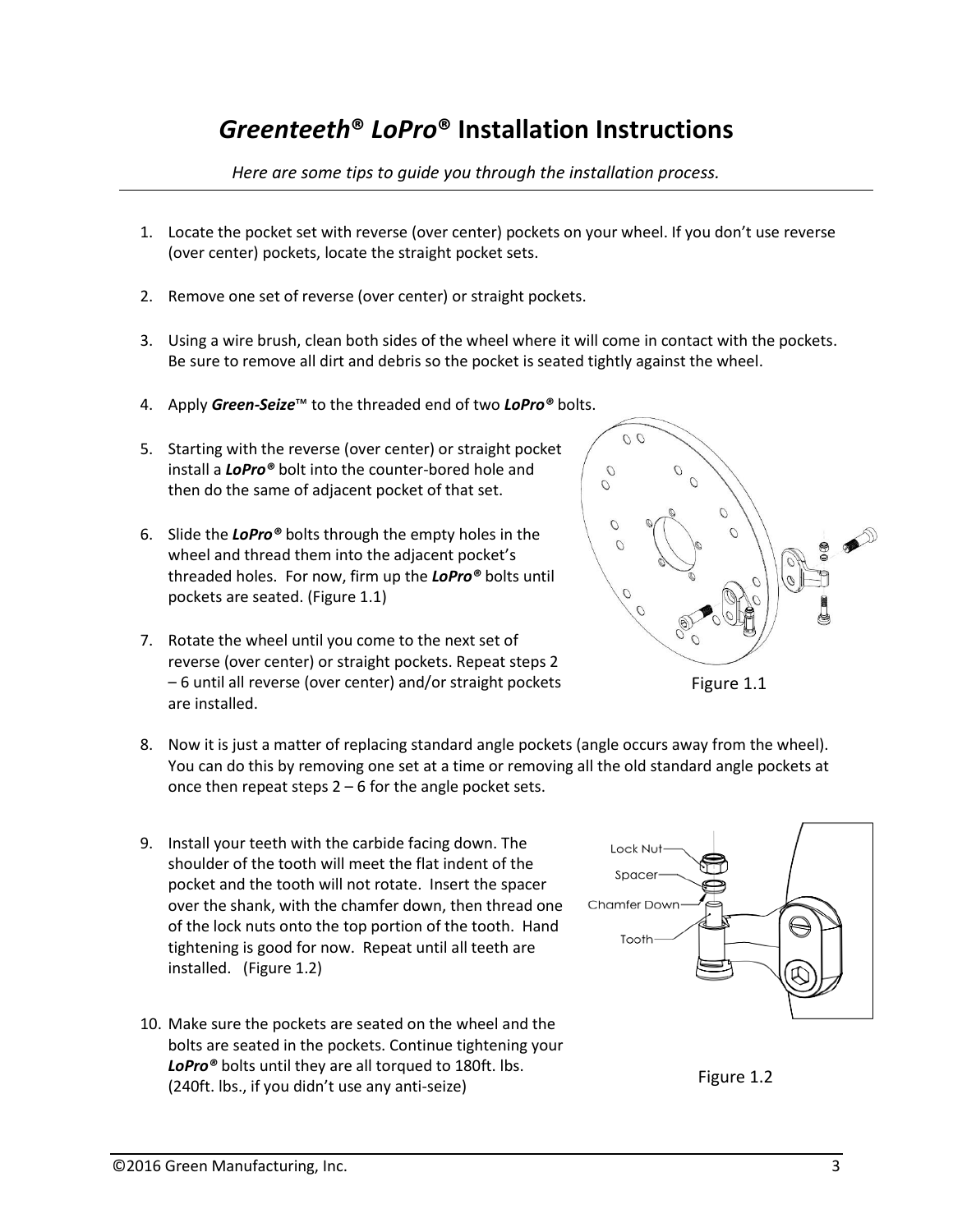# *Greenteeth®* *LoPro®* Installation Instructions

*Here are some tips to guide you through the installation process.*

---

1. Locate the pocket set with reverse (over center) pockets on your wheel. If you don't use reverse (over center) pockets, locate the straight pocket sets.
2. Remove one set of reverse (over center) or straight pockets.
3. Using a wire brush, clean both sides of the wheel where it will come in contact with the pockets. Be sure to remove all dirt and debris so the pocket is seated tightly against the wheel.
4. Apply ***Green-Seize***™ to the threaded end of two ***LoPro®*** bolts.
5. Starting with the reverse (over center) or straight pocket install a ***LoPro®*** bolt into the counter-bored hole and then do the same of adjacent pocket of that set.
6. Slide the ***LoPro®*** bolts through the empty holes in the wheel and thread them into the adjacent pocket's threaded holes. For now, firm up the ***LoPro®*** bolts until pockets are seated. (Figure 1.1)
7. Rotate the wheel until you come to the next set of reverse (over center) or straight pockets. Repeat steps 2 – 6 until all reverse (over center) and/or straight pockets are installed.

Figure 1.1

8. Now it is just a matter of replacing standard angle pockets (angle occurs away from the wheel). You can do this by removing one set at a time or removing all the old standard angle pockets at once then repeat steps 2 – 6 for the angle pocket sets.
9. Install your teeth with the carbide facing down. The shoulder of the tooth will meet the flat indent of the pocket and the tooth will not rotate. Insert the spacer over the shank, with the chamfer down, then thread one of the lock nuts onto the top portion of the tooth. Hand tightening is good for now. Repeat until all teeth are installed. (Figure 1.2)
10. Make sure the pockets are seated on the wheel and the bolts are seated in the pockets. Continue tightening your ***LoPro®*** bolts until they are all torqued to 180ft. lbs. (240ft. lbs., if you didn't use any anti-seize)

Lock Nut
Spacer
Chamfer Down
Tooth

Figure 1.2

©2016 Green Manufacturing, Inc.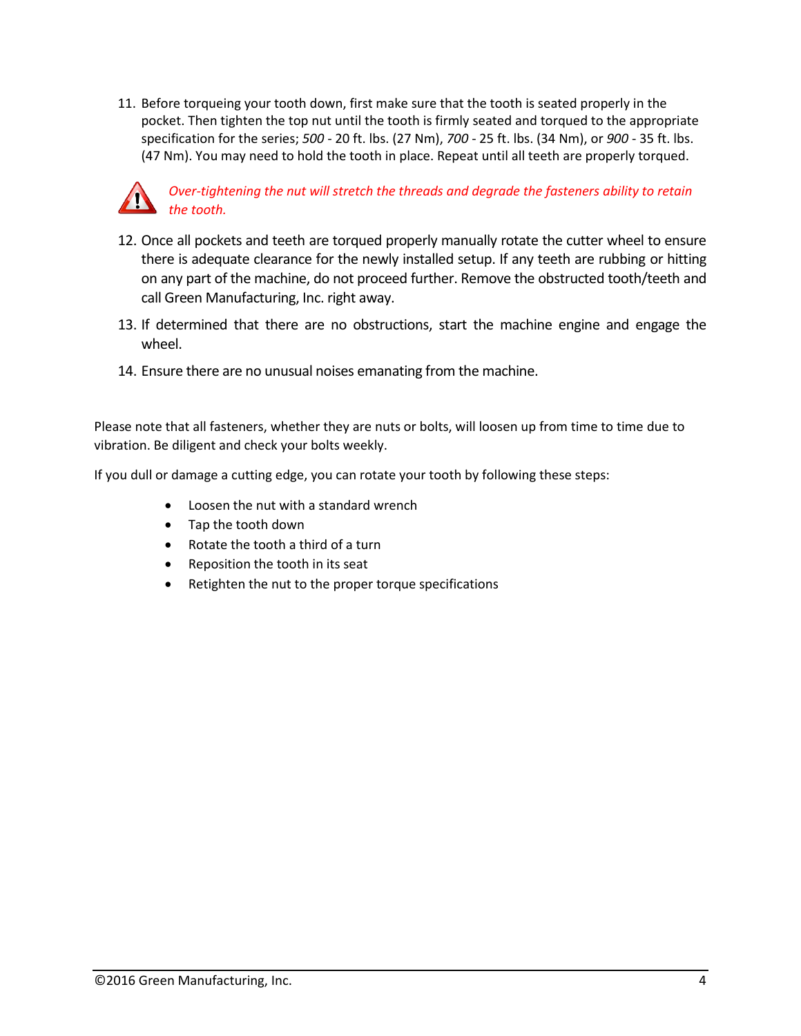11. Before torqueing your tooth down, first make sure that the tooth is seated properly in the pocket. Then tighten the top nut until the tooth is firmly seated and torqued to the appropriate specification for the series; *500* - 20 ft. lbs. (27 Nm), *700* - 25 ft. lbs. (34 Nm), or *900* - 35 ft. lbs. (47 Nm). You may need to hold the tooth in place. Repeat until all teeth are properly torqued.

*Over-tightening the nut will stretch the threads and degrade the fasteners ability to retain the tooth.*

12. Once all pockets and teeth are torqued properly manually rotate the cutter wheel to ensure there is adequate clearance for the newly installed setup. If any teeth are rubbing or hitting on any part of the machine, do not proceed further. Remove the obstructed tooth/teeth and call Green Manufacturing, Inc. right away.

13. If determined that there are no obstructions, start the machine engine and engage the wheel.

14. Ensure there are no unusual noises emanating from the machine.

Please note that all fasteners, whether they are nuts or bolts, will loosen up from time to time due to vibration. Be diligent and check your bolts weekly.

If you dull or damage a cutting edge, you can rotate your tooth by following these steps:

- Loosen the nut with a standard wrench
- Tap the tooth down
- Rotate the tooth a third of a turn
- Reposition the tooth in its seat
- Retighten the nut to the proper torque specifications

©2016 Green Manufacturing, Inc.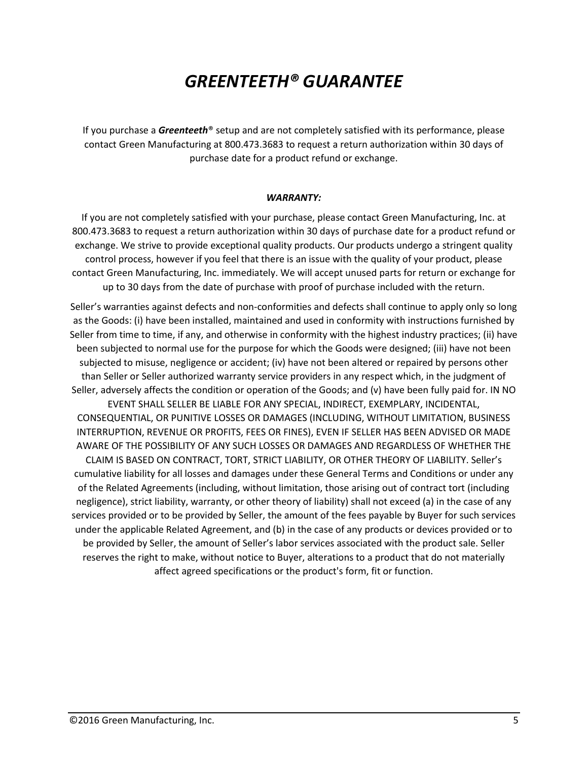# *GREENTEETH® GUARANTEE*

If you purchase a ***Greenteeth***® setup and are not completely satisfied with its performance, please contact Green Manufacturing at 800.473.3683 to request a return authorization within 30 days of purchase date for a product refund or exchange.

***WARRANTY:***

If you are not completely satisfied with your purchase, please contact Green Manufacturing, Inc. at 800.473.3683 to request a return authorization within 30 days of purchase date for a product refund or exchange. We strive to provide exceptional quality products. Our products undergo a stringent quality control process, however if you feel that there is an issue with the quality of your product, please contact Green Manufacturing, Inc. immediately. We will accept unused parts for return or exchange for up to 30 days from the date of purchase with proof of purchase included with the return.

Seller's warranties against defects and non-conformities and defects shall continue to apply only so long as the Goods: (i) have been installed, maintained and used in conformity with instructions furnished by Seller from time to time, if any, and otherwise in conformity with the highest industry practices; (ii) have been subjected to normal use for the purpose for which the Goods were designed; (iii) have not been subjected to misuse, negligence or accident; (iv) have not been altered or repaired by persons other than Seller or Seller authorized warranty service providers in any respect which, in the judgment of Seller, adversely affects the condition or operation of the Goods; and (v) have been fully paid for. IN NO EVENT SHALL SELLER BE LIABLE FOR ANY SPECIAL, INDIRECT, EXEMPLARY, INCIDENTAL, CONSEQUENTIAL, OR PUNITIVE LOSSES OR DAMAGES (INCLUDING, WITHOUT LIMITATION, BUSINESS INTERRUPTION, REVENUE OR PROFITS, FEES OR FINES), EVEN IF SELLER HAS BEEN ADVISED OR MADE AWARE OF THE POSSIBILITY OF ANY SUCH LOSSES OR DAMAGES AND REGARDLESS OF WHETHER THE CLAIM IS BASED ON CONTRACT, TORT, STRICT LIABILITY, OR OTHER THEORY OF LIABILITY. Seller's cumulative liability for all losses and damages under these General Terms and Conditions or under any of the Related Agreements (including, without limitation, those arising out of contract tort (including negligence), strict liability, warranty, or other theory of liability) shall not exceed (a) in the case of any services provided or to be provided by Seller, the amount of the fees payable by Buyer for such services under the applicable Related Agreement, and (b) in the case of any products or devices provided or to be provided by Seller, the amount of Seller's labor services associated with the product sale. Seller reserves the right to make, without notice to Buyer, alterations to a product that do not materially affect agreed specifications or the product's form, fit or function.

©2016 Green Manufacturing, Inc.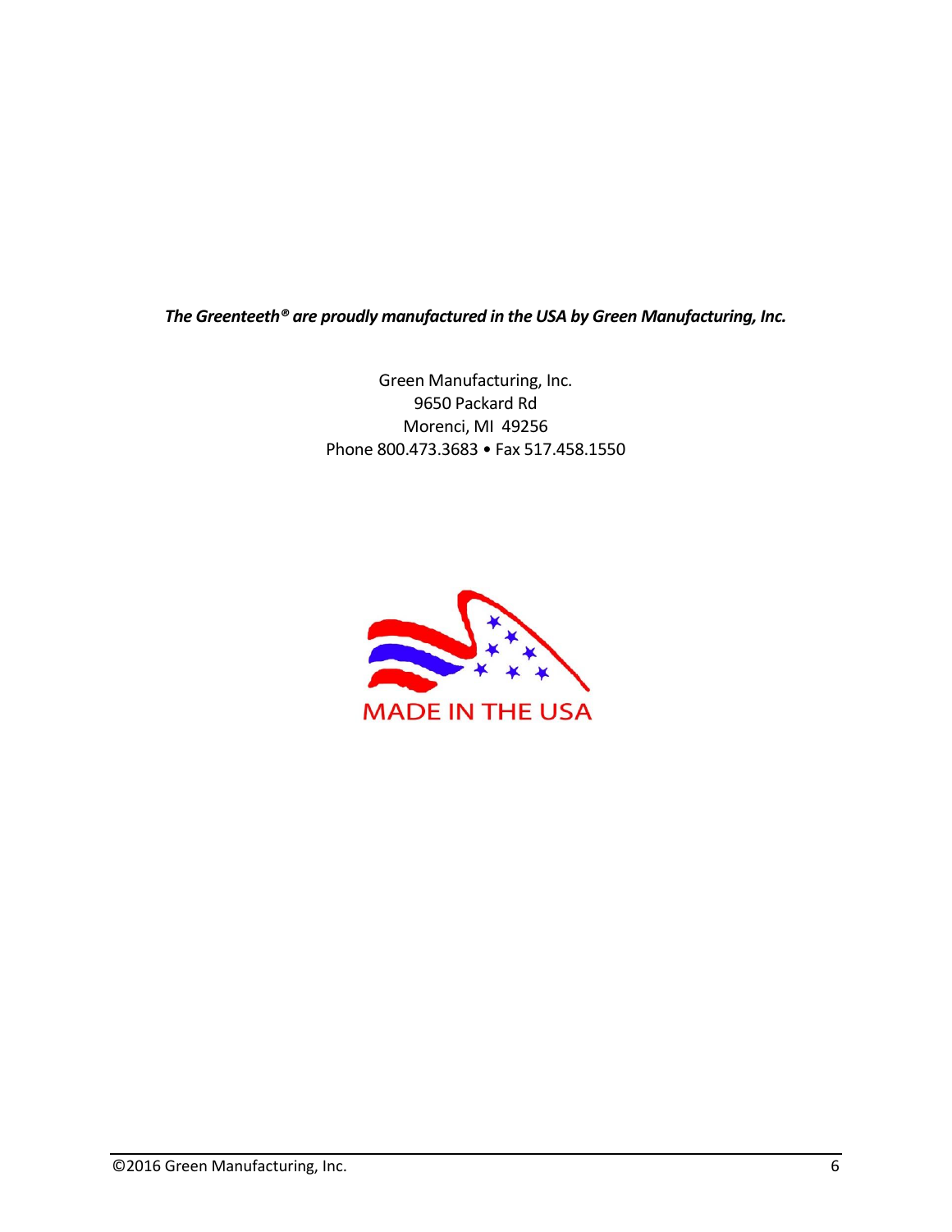***The Greenteeth® are proudly manufactured in the USA by Green Manufacturing, Inc.***

Green Manufacturing, Inc.
9650 Packard Rd
Morenci, MI 49256
Phone 800.473.3683 • Fax 517.458.1550

MADE IN THE USA

©2016 Green Manufacturing, Inc.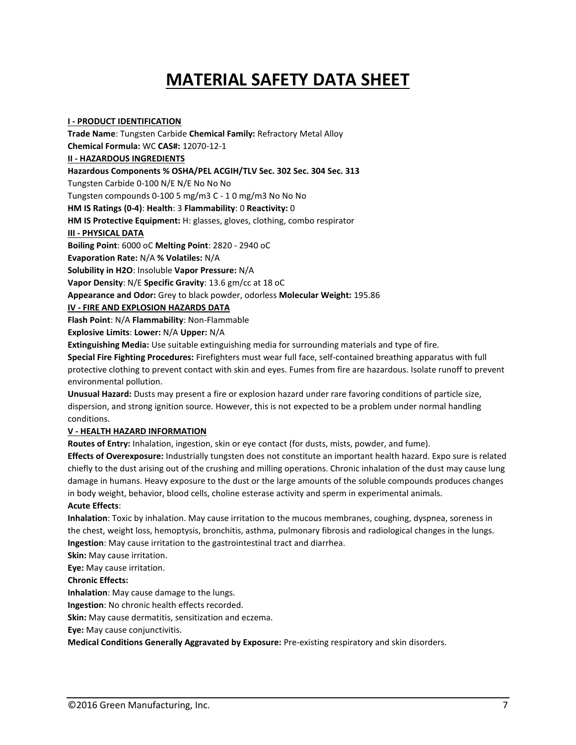# MATERIAL SAFETY DATA SHEET

**I - PRODUCT IDENTIFICATION**

**Trade Name**: Tungsten Carbide **Chemical Family:** Refractory Metal Alloy

**Chemical Formula:** WC **CAS#:** 12070-12-1

**II - HAZARDOUS INGREDIENTS**

**Hazardous Components % OSHA/PEL ACGIH/TLV Sec. 302 Sec. 304 Sec. 313**

Tungsten Carbide 0-100 N/E N/E No No No

Tungsten compounds 0-100 5 mg/m3 C - 1 0 mg/m3 No No No

**HM IS Ratings (0-4)**: **Health**: 3 **Flammability**: 0 **Reactivity:** 0

**HM IS Protective Equipment:** H: glasses, gloves, clothing, combo respirator

**III - PHYSICAL DATA**

**Boiling Point**: 6000 oC **Melting Point**: 2820 - 2940 oC

**Evaporation Rate:** N/A **% Volatiles:** N/A

**Solubility in H2O**: Insoluble **Vapor Pressure:** N/A

**Vapor Density**: N/E **Specific Gravity**: 13.6 gm/cc at 18 oC

**Appearance and Odor:** Grey to black powder, odorless **Molecular Weight:** 195.86

**IV - FIRE AND EXPLOSION HAZARDS DATA**

**Flash Point**: N/A **Flammability**: Non-Flammable

**Explosive Limits**: **Lower:** N/A **Upper:** N/A

**Extinguishing Media:** Use suitable extinguishing media for surrounding materials and type of fire.

**Special Fire Fighting Procedures:** Firefighters must wear full face, self-contained breathing apparatus with full protective clothing to prevent contact with skin and eyes. Fumes from fire are hazardous. Isolate runoff to prevent environmental pollution.

**Unusual Hazard:** Dusts may present a fire or explosion hazard under rare favoring conditions of particle size, dispersion, and strong ignition source. However, this is not expected to be a problem under normal handling conditions.

**V - HEALTH HAZARD INFORMATION**

**Routes of Entry:** Inhalation, ingestion, skin or eye contact (for dusts, mists, powder, and fume).

**Effects of Overexposure:** Industrially tungsten does not constitute an important health hazard. Expo sure is related chiefly to the dust arising out of the crushing and milling operations. Chronic inhalation of the dust may cause lung damage in humans. Heavy exposure to the dust or the large amounts of the soluble compounds produces changes in body weight, behavior, blood cells, choline esterase activity and sperm in experimental animals.

**Acute Effects**:

**Inhalation**: Toxic by inhalation. May cause irritation to the mucous membranes, coughing, dyspnea, soreness in the chest, weight loss, hemoptysis, bronchitis, asthma, pulmonary fibrosis and radiological changes in the lungs.

**Ingestion**: May cause irritation to the gastrointestinal tract and diarrhea.

**Skin:** May cause irritation.

**Eye:** May cause irritation.

**Chronic Effects:**

**Inhalation**: May cause damage to the lungs.

**Ingestion**: No chronic health effects recorded.

**Skin:** May cause dermatitis, sensitization and eczema.

**Eye:** May cause conjunctivitis.

**Medical Conditions Generally Aggravated by Exposure:** Pre-existing respiratory and skin disorders.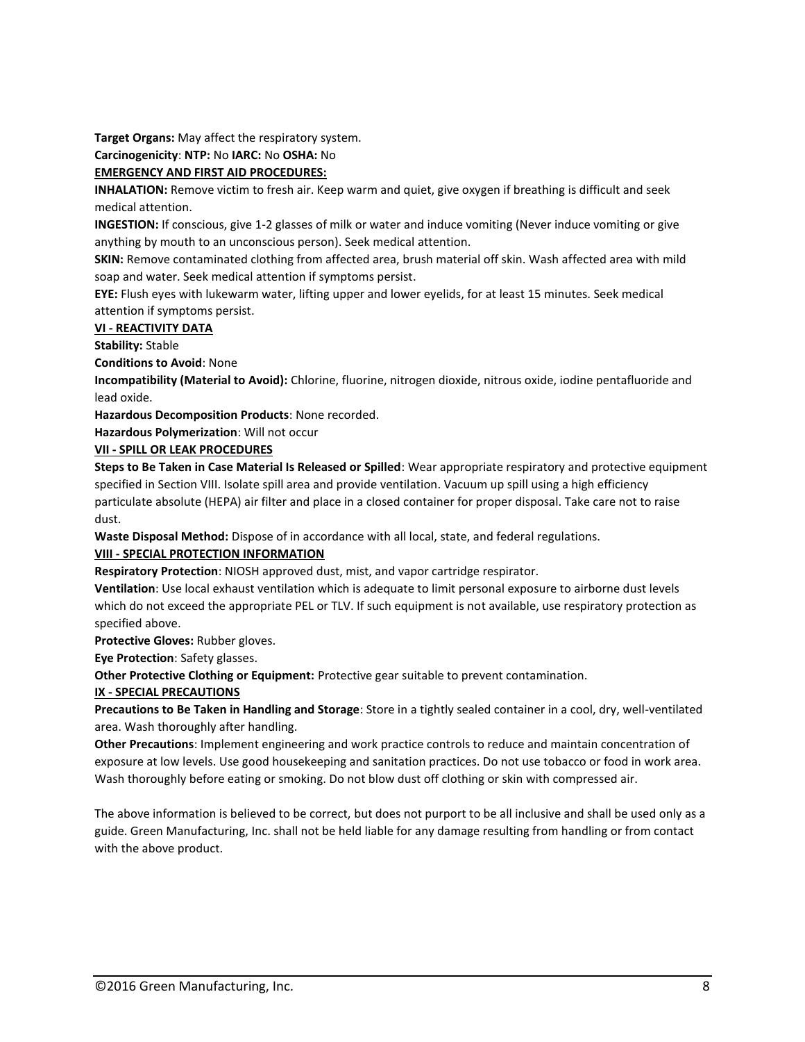**Target Organs:** May affect the respiratory system.

**Carcinogenicity**: **NTP:** No **IARC:** No **OSHA:** No

**EMERGENCY AND FIRST AID PROCEDURES:**

**INHALATION:** Remove victim to fresh air. Keep warm and quiet, give oxygen if breathing is difficult and seek medical attention.

**INGESTION:** If conscious, give 1-2 glasses of milk or water and induce vomiting (Never induce vomiting or give anything by mouth to an unconscious person). Seek medical attention.

**SKIN:** Remove contaminated clothing from affected area, brush material off skin. Wash affected area with mild soap and water. Seek medical attention if symptoms persist.

**EYE:** Flush eyes with lukewarm water, lifting upper and lower eyelids, for at least 15 minutes. Seek medical attention if symptoms persist.

## VI - REACTIVITY DATA

**Stability:** Stable

**Conditions to Avoid**: None

**Incompatibility (Material to Avoid):** Chlorine, fluorine, nitrogen dioxide, nitrous oxide, iodine pentafluoride and lead oxide.

**Hazardous Decomposition Products**: None recorded.

**Hazardous Polymerization**: Will not occur

## VII - SPILL OR LEAK PROCEDURES

**Steps to Be Taken in Case Material Is Released or Spilled**: Wear appropriate respiratory and protective equipment specified in Section VIII. Isolate spill area and provide ventilation. Vacuum up spill using a high efficiency particulate absolute (HEPA) air filter and place in a closed container for proper disposal. Take care not to raise dust.

**Waste Disposal Method:** Dispose of in accordance with all local, state, and federal regulations.

## VIII - SPECIAL PROTECTION INFORMATION

**Respiratory Protection**: NIOSH approved dust, mist, and vapor cartridge respirator.

**Ventilation**: Use local exhaust ventilation which is adequate to limit personal exposure to airborne dust levels which do not exceed the appropriate PEL or TLV. If such equipment is not available, use respiratory protection as specified above.

**Protective Gloves:** Rubber gloves.

**Eye Protection**: Safety glasses.

**Other Protective Clothing or Equipment:** Protective gear suitable to prevent contamination.

## IX - SPECIAL PRECAUTIONS

**Precautions to Be Taken in Handling and Storage**: Store in a tightly sealed container in a cool, dry, well-ventilated area. Wash thoroughly after handling.

**Other Precautions**: Implement engineering and work practice controls to reduce and maintain concentration of exposure at low levels. Use good housekeeping and sanitation practices. Do not use tobacco or food in work area. Wash thoroughly before eating or smoking. Do not blow dust off clothing or skin with compressed air.

The above information is believed to be correct, but does not purport to be all inclusive and shall be used only as a guide. Green Manufacturing, Inc. shall not be held liable for any damage resulting from handling or from contact with the above product.

©2016 Green Manufacturing, Inc.